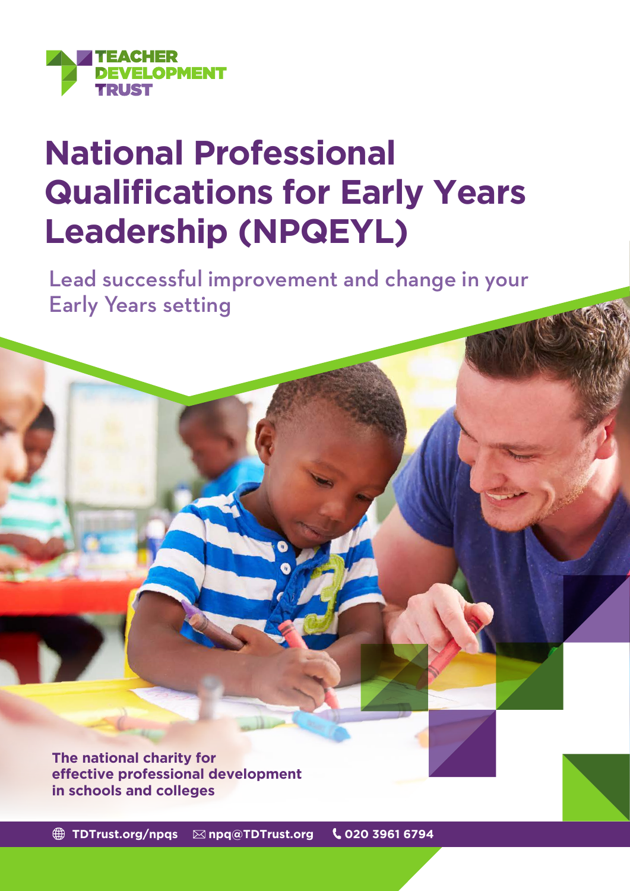TEACHER DEVELOPMENT TRUST

# National Professional Qualifications for Early Years Leadership (NPQEYL)

Lead successful improvement and change in your Early Years setting

**The national charity for effective professional development in schools and colleges**

TDTrust.org/npqs npq@TDTrust.org 020 3961 6794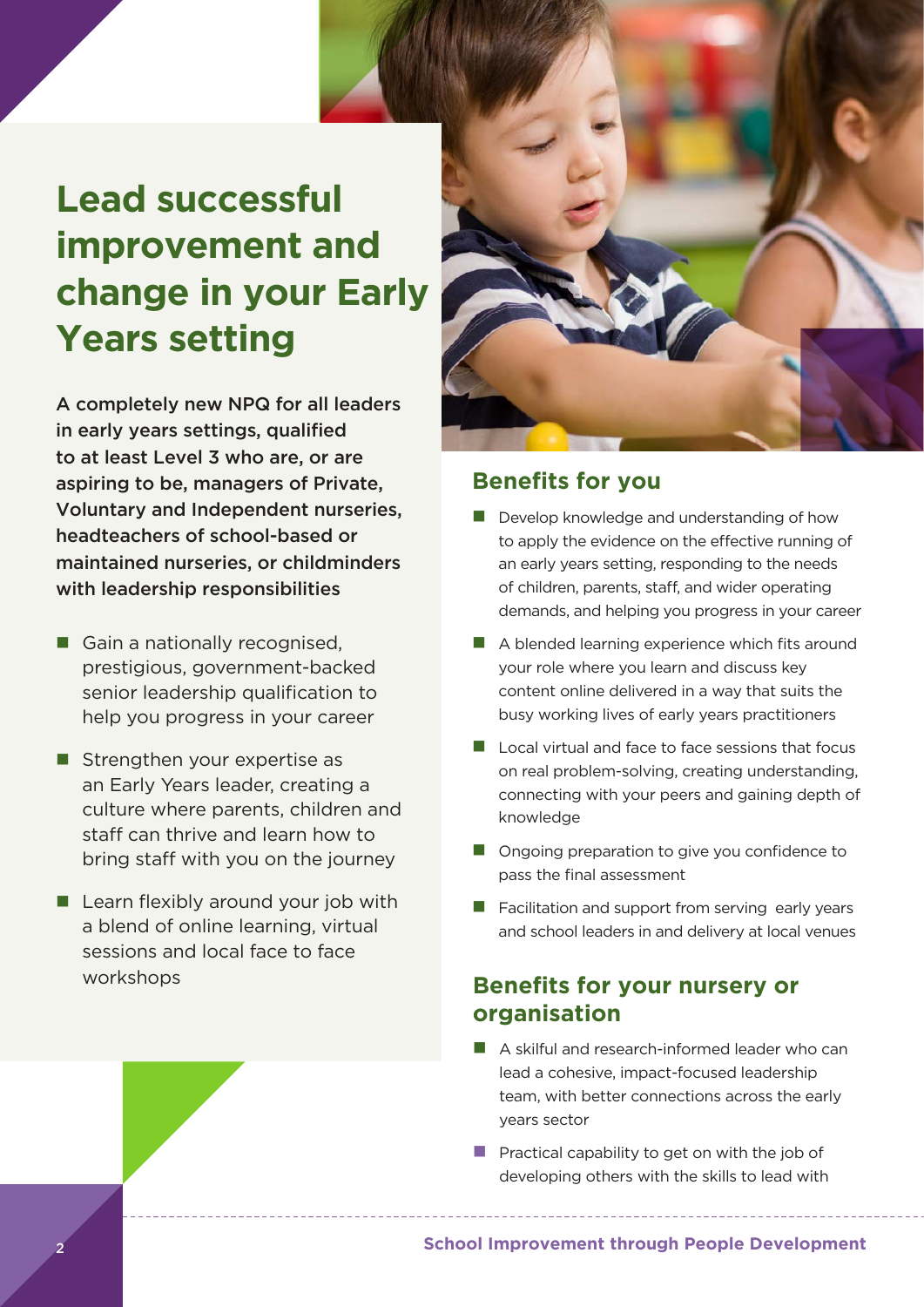# Lead successful improvement and change in your Early Years setting

**A completely new NPQ for all leaders in early years settings, qualified to at least Level 3 who are, or are aspiring to be, managers of Private, Voluntary and Independent nurseries, headteachers of school-based or maintained nurseries, or childminders with leadership responsibilities**

- Gain a nationally recognised, prestigious, government-backed senior leadership qualification to help you progress in your career
- Strengthen your expertise as an Early Years leader, creating a culture where parents, children and staff can thrive and learn how to bring staff with you on the journey
- Learn flexibly around your job with a blend of online learning, virtual sessions and local face to face workshops

## Benefits for you

- Develop knowledge and understanding of how to apply the evidence on the effective running of an early years setting, responding to the needs of children, parents, staff, and wider operating demands, and helping you progress in your career
- A blended learning experience which fits around your role where you learn and discuss key content online delivered in a way that suits the busy working lives of early years practitioners
- Local virtual and face to face sessions that focus on real problem-solving, creating understanding, connecting with your peers and gaining depth of knowledge
- Ongoing preparation to give you confidence to pass the final assessment
- Facilitation and support from serving early years and school leaders in and delivery at local venues

## Benefits for your nursery or organisation

- A skilful and research-informed leader who can lead a cohesive, impact-focused leadership team, with better connections across the early years sector
- Practical capability to get on with the job of developing others with the skills to lead with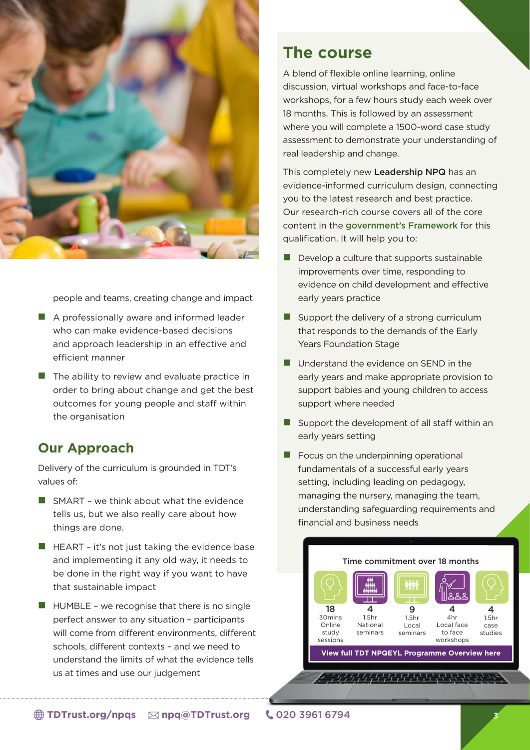people and teams, creating change and impact

- A professionally aware and informed leader who can make evidence-based decisions and approach leadership in an effective and efficient manner
- The ability to review and evaluate practice in order to bring about change and get the best outcomes for young people and staff within the organisation

## Our Approach

Delivery of the curriculum is grounded in TDT's values of:

- SMART – we think about what the evidence tells us, but we also really care about how things are done.
- HEART – it's not just taking the evidence base and implementing it any old way, it needs to be done in the right way if you want to have that sustainable impact
- HUMBLE – we recognise that there is no single perfect answer to any situation – participants will come from different environments, different schools, different contexts – and we need to understand the limits of what the evidence tells us at times and use our judgement

## The course

A blend of flexible online learning, online discussion, virtual workshops and face-to-face workshops, for a few hours study each week over 18 months. This is followed by an assessment where you will complete a 1500-word case study assessment to demonstrate your understanding of real leadership and change.

This completely new **Leadership NPQ** has an evidence-informed curriculum design, connecting you to the latest research and best practice. Our research-rich course covers all of the core content in the **government's Framework** for this qualification. It will help you to:

- Develop a culture that supports sustainable improvements over time, responding to evidence on child development and effective early years practice
- Support the delivery of a strong curriculum that responds to the demands of the Early Years Foundation Stage
- Understand the evidence on SEND in the early years and make appropriate provision to support babies and young children to access support where needed
- Support the development of all staff within an early years setting
- Focus on the underpinning operational fundamentals of a successful early years setting, including leading on pedagogy, managing the nursery, managing the team, understanding safeguarding requirements and financial and business needs

**Time commitment over 18 months**

| 18 | 4 | 9 | 4 | 4 |
|---|---|---|---|---|
| 30mins Online study sessions | 1.5hr National seminars | 1.5hr Local seminars | 4hr Local face to face workshops | 1.5hr case studies |

**View full TDT NPQEYL Programme Overview here**

TDTrust.org/npqs npq@TDTrust.org 020 3961 6794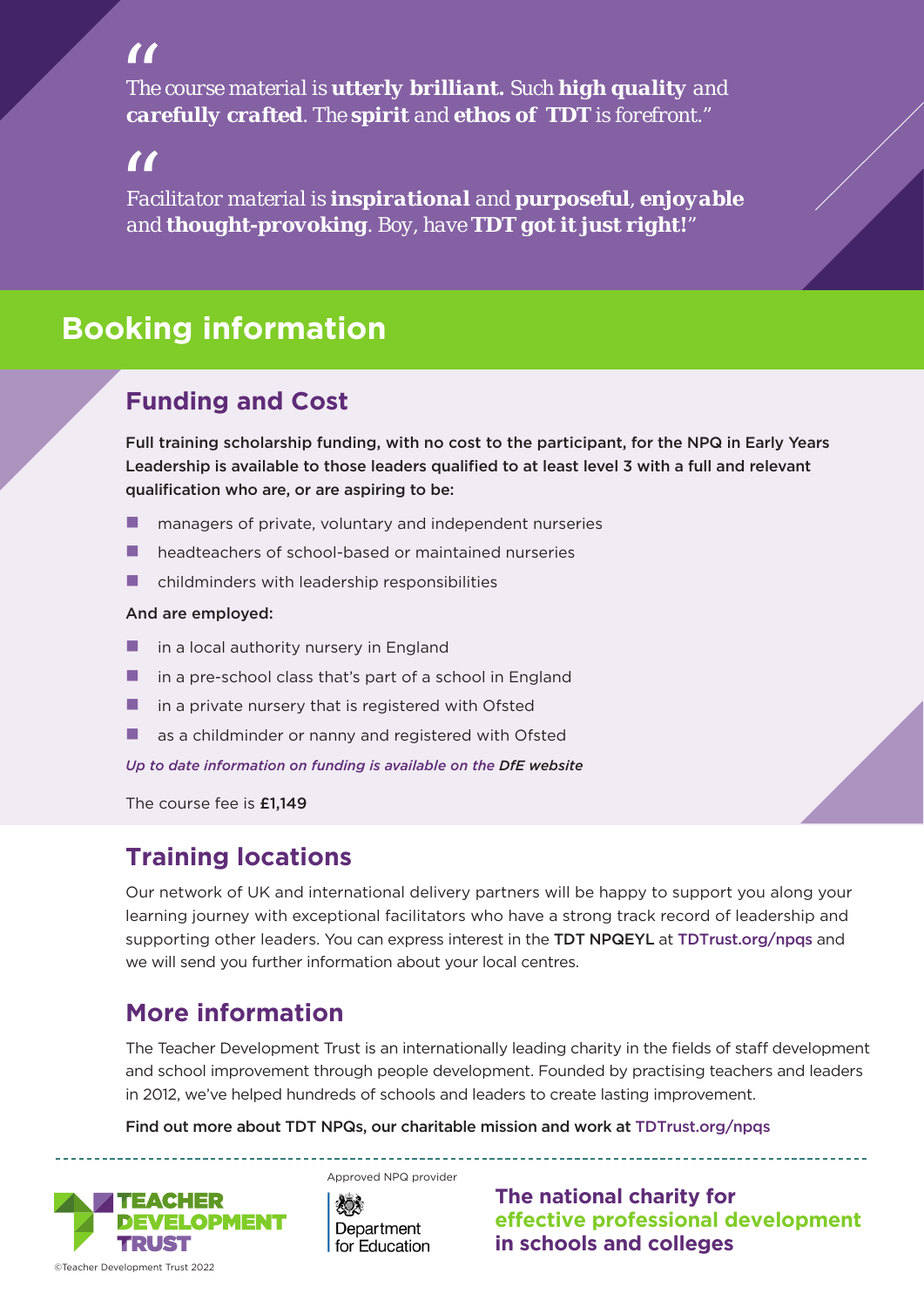"The course material is **utterly brilliant.** Such **high quality** and **carefully crafted**. The **spirit** and **ethos of TDT** is forefront."

"Facilitator material is **inspirational** and **purposeful**, **enjoyable** and **thought-provoking**. Boy, have **TDT got it just right!**"

# Booking information

## Funding and Cost

**Full training scholarship funding, with no cost to the participant, for the NPQ in Early Years Leadership is available to those leaders qualified to at least level 3 with a full and relevant qualification who are, or are aspiring to be:**

- managers of private, voluntary and independent nurseries
- headteachers of school-based or maintained nurseries
- childminders with leadership responsibilities

**And are employed:**

- in a local authority nursery in England
- in a pre-school class that's part of a school in England
- in a private nursery that is registered with Ofsted
- as a childminder or nanny and registered with Ofsted

*Up to date information on funding is available on the **DfE** website*

The course fee is **£1,149**

## Training locations

Our network of UK and international delivery partners will be happy to support you along your learning journey with exceptional facilitators who have a strong track record of leadership and supporting other leaders. You can express interest in the **TDT NPQEYL** at TDTrust.org/npqs and we will send you further information about your local centres.

## More information

The Teacher Development Trust is an internationally leading charity in the fields of staff development and school improvement through people development. Founded by practising teachers and leaders in 2012, we've helped hundreds of schools and leaders to create lasting improvement.

**Find out more about TDT NPQs, our charitable mission and work at** TDTrust.org/npqs

TEACHER DEVELOPMENT TRUST

Approved NPQ provider

Department for Education

**The national charity for effective professional development in schools and colleges**

©Teacher Development Trust 2022